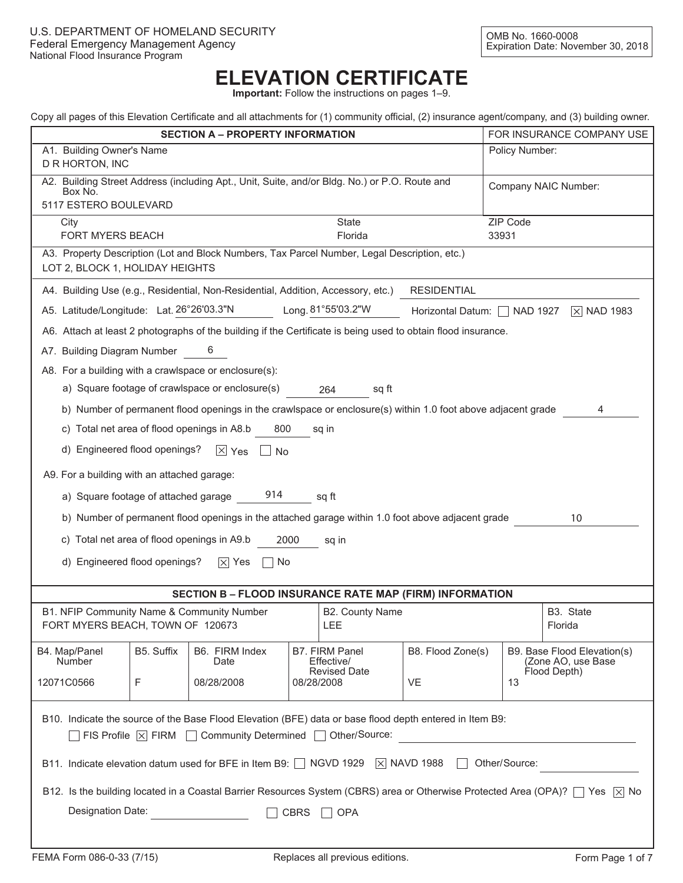U.S. DEPARTMENT OF HOMELAND SECURITY
Federal Emergency Management Agency
National Flood Insurance Program

OMB No. 1660-0008
Expiration Date: November 30, 2018

# ELEVATION CERTIFICATE

**Important:** Follow the instructions on pages 1–9.

Copy all pages of this Elevation Certificate and all attachments for (1) community official, (2) insurance agent/company, and (3) building owner.

## SECTION A – PROPERTY INFORMATION

| SECTION A – PROPERTY INFORMATION | | | FOR INSURANCE COMPANY USE |
|---|---|---|---|
| A1. Building Owner's Name: D R HORTON, INC | | | Policy Number: |
| A2. Building Street Address (including Apt., Unit, Suite, and/or Bldg. No.) or P.O. Route and Box No.: 5117 ESTERO BOULEVARD | | | Company NAIC Number: |
| City: FORT MYERS BEACH | State: Florida | | ZIP Code: 33931 |

A3. Property Description (Lot and Block Numbers, Tax Parcel Number, Legal Description, etc.)
LOT 2, BLOCK 1, HOLIDAY HEIGHTS

A4. Building Use (e.g., Residential, Non-Residential, Addition, Accessory, etc.) RESIDENTIAL

A5. Latitude/Longitude: Lat. 26°26'03.3"N Long. 81°55'03.2"W Horizontal Datum: ☐ NAD 1927 ☒ NAD 1983

A6. Attach at least 2 photographs of the building if the Certificate is being used to obtain flood insurance.

A7. Building Diagram Number 6

A8. For a building with a crawlspace or enclosure(s):

- a) Square footage of crawlspace or enclosure(s) 264 sq ft
- b) Number of permanent flood openings in the crawlspace or enclosure(s) within 1.0 foot above adjacent grade 4
- c) Total net area of flood openings in A8.b 800 sq in
- d) Engineered flood openings? ☒ Yes ☐ No

A9. For a building with an attached garage:

- a) Square footage of attached garage 914 sq ft
- b) Number of permanent flood openings in the attached garage within 1.0 foot above adjacent grade 10
- c) Total net area of flood openings in A9.b 2000 sq in
- d) Engineered flood openings? ☒ Yes ☐ No

## SECTION B – FLOOD INSURANCE RATE MAP (FIRM) INFORMATION

| B1. NFIP Community Name & Community Number | B2. County Name | B3. State |
|---|---|---|
| FORT MYERS BEACH, TOWN OF 120673 | LEE | Florida |

| B4. Map/Panel Number | B5. Suffix | B6. FIRM Index Date | B7. FIRM Panel Effective/Revised Date | B8. Flood Zone(s) | B9. Base Flood Elevation(s) (Zone AO, use Base Flood Depth) |
|---|---|---|---|---|---|
| 12071C0566 | F | 08/28/2008 | 08/28/2008 | VE | 13 |

B10. Indicate the source of the Base Flood Elevation (BFE) data or base flood depth entered in Item B9:
☐ FIS Profile ☒ FIRM ☐ Community Determined ☐ Other/Source:

B11. Indicate elevation datum used for BFE in Item B9: ☐ NGVD 1929 ☒ NAVD 1988 ☐ Other/Source:

B12. Is the building located in a Coastal Barrier Resources System (CBRS) area or Otherwise Protected Area (OPA)? ☐ Yes ☒ No

Designation Date: ☐ CBRS ☐ OPA

FEMA Form 086-0-33 (7/15) Replaces all previous editions.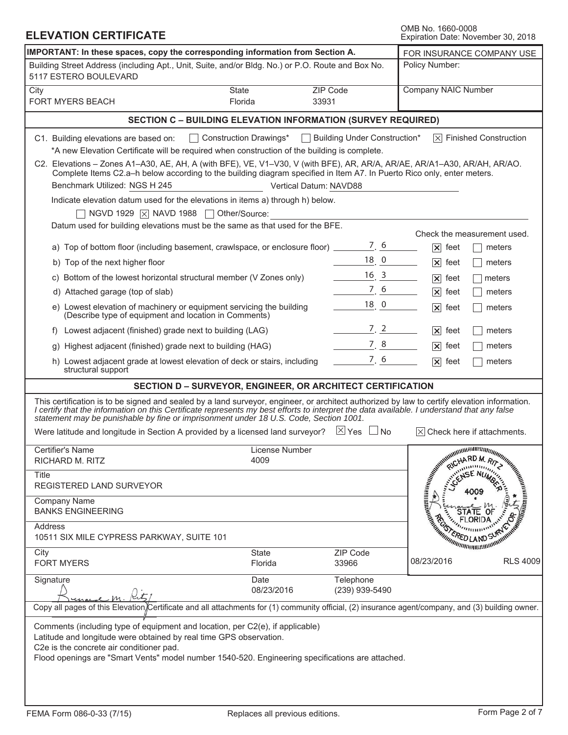# ELEVATION CERTIFICATE

OMB No. 1660-0008
Expiration Date: November 30, 2018

| IMPORTANT: In these spaces, copy the corresponding information from Section A. | | | FOR INSURANCE COMPANY USE |
|---|---|---|---|
| Building Street Address (including Apt., Unit, Suite, and/or Bldg. No.) or P.O. Route and Box No.<br>5117 ESTERO BOULEVARD | | | Policy Number: |
| City<br>FORT MYERS BEACH | State<br>Florida | ZIP Code<br>33931 | Company NAIC Number |

## SECTION C – BUILDING ELEVATION INFORMATION (SURVEY REQUIRED)

C1. Building elevations are based on: ☐ Construction Drawings* ☐ Building Under Construction* ☒ Finished Construction

*A new Elevation Certificate will be required when construction of the building is complete.

C2. Elevations – Zones A1–A30, AE, AH, A (with BFE), VE, V1–V30, V (with BFE), AR, AR/A, AR/AE, AR/A1–A30, AR/AH, AR/AO. Complete Items C2.a–h below according to the building diagram specified in Item A7. In Puerto Rico only, enter meters.

Benchmark Utilized: NGS H 245 Vertical Datum: NAVD88

Indicate elevation datum used for the elevations in items a) through h) below.

☐ NGVD 1929 ☒ NAVD 1988 ☐ Other/Source:

Datum used for building elevations must be the same as that used for the BFE.

| | Elevation | Check the measurement used. |
|---|---|---|
| a) Top of bottom floor (including basement, crawlspace, or enclosure floor) | 7.6 | ☒ feet ☐ meters |
| b) Top of the next higher floor | 18.0 | ☒ feet ☐ meters |
| c) Bottom of the lowest horizontal structural member (V Zones only) | 16.3 | ☒ feet ☐ meters |
| d) Attached garage (top of slab) | 7.6 | ☒ feet ☐ meters |
| e) Lowest elevation of machinery or equipment servicing the building (Describe type of equipment and location in Comments) | 18.0 | ☒ feet ☐ meters |
| f) Lowest adjacent (finished) grade next to building (LAG) | 7.2 | ☒ feet ☐ meters |
| g) Highest adjacent (finished) grade next to building (HAG) | 7.8 | ☒ feet ☐ meters |
| h) Lowest adjacent grade at lowest elevation of deck or stairs, including structural support | 7.6 | ☒ feet ☐ meters |

## SECTION D – SURVEYOR, ENGINEER, OR ARCHITECT CERTIFICATION

This certification is to be signed and sealed by a land surveyor, engineer, or architect authorized by law to certify elevation information. *I certify that the information on this Certificate represents my best efforts to interpret the data available. I understand that any false statement may be punishable by fine or imprisonment under 18 U.S. Code, Section 1001.*

Were latitude and longitude in Section A provided by a licensed land surveyor? ☒ Yes ☐ No ☒ Check here if attachments.

| | | | |
|---|---|---|---|
| Certifier's Name<br>RICHARD M. RITZ | License Number<br>4009 | | RICHARD M. RITZ LICENSE NUMBER 4009 STATE OF FLORIDA REGISTERED LAND SURVEYOR |
| Title<br>REGISTERED LAND SURVEYOR | | | |
| Company Name<br>BANKS ENGINEERING | | | |
| Address<br>10511 SIX MILE CYPRESS PARKWAY, SUITE 101 | | | |
| City<br>FORT MYERS | State<br>Florida | ZIP Code<br>33966 | 08/23/2016 RLS 4009 |
| Signature<br>Richard M. Ritz | Date<br>08/23/2016 | Telephone<br>(239) 939-5490 | |

Copy all pages of this Elevation Certificate and all attachments for (1) community official, (2) insurance agent/company, and (3) building owner.

Comments (including type of equipment and location, per C2(e), if applicable)

Latitude and longitude were obtained by real time GPS observation.
C2e is the concrete air conditioner pad.
Flood openings are "Smart Vents" model number 1540-520. Engineering specifications are attached.

FEMA Form 086-0-33 (7/15) Replaces all previous editions. Form Page 2 of 7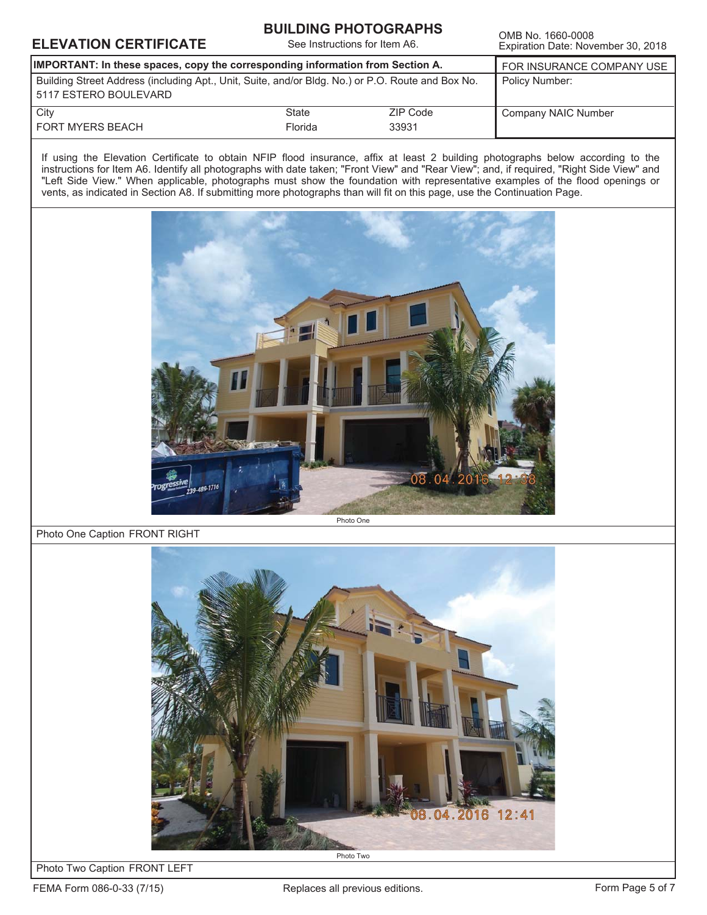## ELEVATION CERTIFICATE

## BUILDING PHOTOGRAPHS

See Instructions for Item A6.

OMB No. 1660-0008
Expiration Date: November 30, 2018

| IMPORTANT: In these spaces, copy the corresponding information from Section A. | | | FOR INSURANCE COMPANY USE |
|---|---|---|---|
| Building Street Address (including Apt., Unit, Suite, and/or Bldg. No.) or P.O. Route and Box No.<br>5117 ESTERO BOULEVARD | | | Policy Number: |
| City<br>FORT MYERS BEACH | State<br>Florida | ZIP Code<br>33931 | Company NAIC Number |

If using the Elevation Certificate to obtain NFIP flood insurance, affix at least 2 building photographs below according to the instructions for Item A6. Identify all photographs with date taken; "Front View" and "Rear View"; and, if required, "Right Side View" and "Left Side View." When applicable, photographs must show the foundation with representative examples of the flood openings or vents, as indicated in Section A8. If submitting more photographs than will fit on this page, use the Continuation Page.

Photo One

Photo One Caption FRONT RIGHT

Photo Two

Photo Two Caption FRONT LEFT

FEMA Form 086-0-33 (7/15) Replaces all previous editions.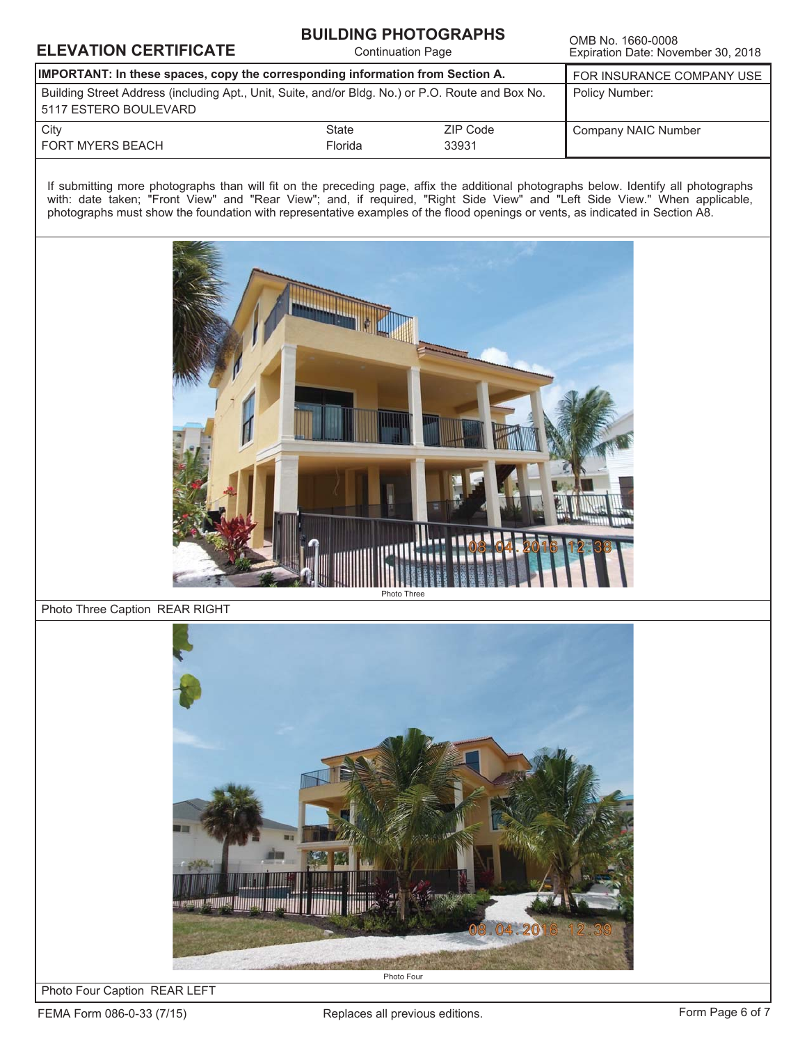# ELEVATION CERTIFICATE

## BUILDING PHOTOGRAPHS

Continuation Page

OMB No. 1660-0008
Expiration Date: November 30, 2018

| IMPORTANT: In these spaces, copy the corresponding information from Section A. | | | FOR INSURANCE COMPANY USE |
|---|---|---|---|
| Building Street Address (including Apt., Unit, Suite, and/or Bldg. No.) or P.O. Route and Box No.<br>5117 ESTERO BOULEVARD | | | Policy Number: |
| City<br>FORT MYERS BEACH | State<br>Florida | ZIP Code<br>33931 | Company NAIC Number |

If submitting more photographs than will fit on the preceding page, affix the additional photographs below. Identify all photographs with: date taken; "Front View" and "Rear View"; and, if required, "Right Side View" and "Left Side View." When applicable, photographs must show the foundation with representative examples of the flood openings or vents, as indicated in Section A8.

Photo Three

Photo Three Caption REAR RIGHT

Photo Four

Photo Four Caption REAR LEFT

FEMA Form 086-0-33 (7/15) Replaces all previous editions.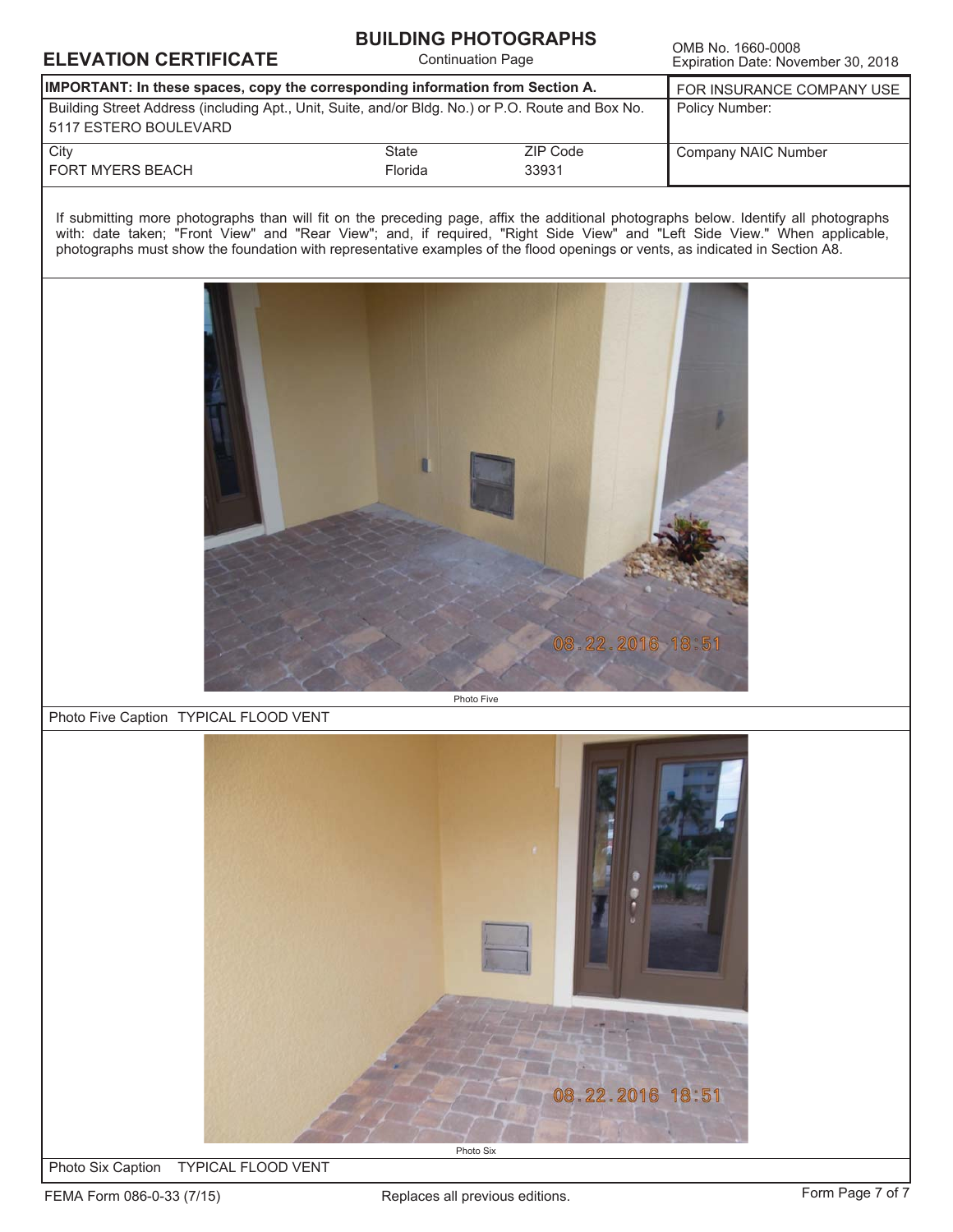**ELEVATION CERTIFICATE**

## BUILDING PHOTOGRAPHS

Continuation Page

OMB No. 1660-0008
Expiration Date: November 30, 2018

| IMPORTANT: In these spaces, copy the corresponding information from Section A. | | | FOR INSURANCE COMPANY USE |
|---|---|---|---|
| Building Street Address (including Apt., Unit, Suite, and/or Bldg. No.) or P.O. Route and Box No.<br>5117 ESTERO BOULEVARD | | | Policy Number: |
| City<br>FORT MYERS BEACH | State<br>Florida | ZIP Code<br>33931 | Company NAIC Number |

If submitting more photographs than will fit on the preceding page, affix the additional photographs below. Identify all photographs with: date taken; "Front View" and "Rear View"; and, if required, "Right Side View" and "Left Side View." When applicable, photographs must show the foundation with representative examples of the flood openings or vents, as indicated in Section A8.

08.22.2016 18:51

Photo Five

Photo Five Caption TYPICAL FLOOD VENT

08.22.2016 18:51

Photo Six

Photo Six Caption TYPICAL FLOOD VENT

FEMA Form 086-0-33 (7/15) Replaces all previous editions.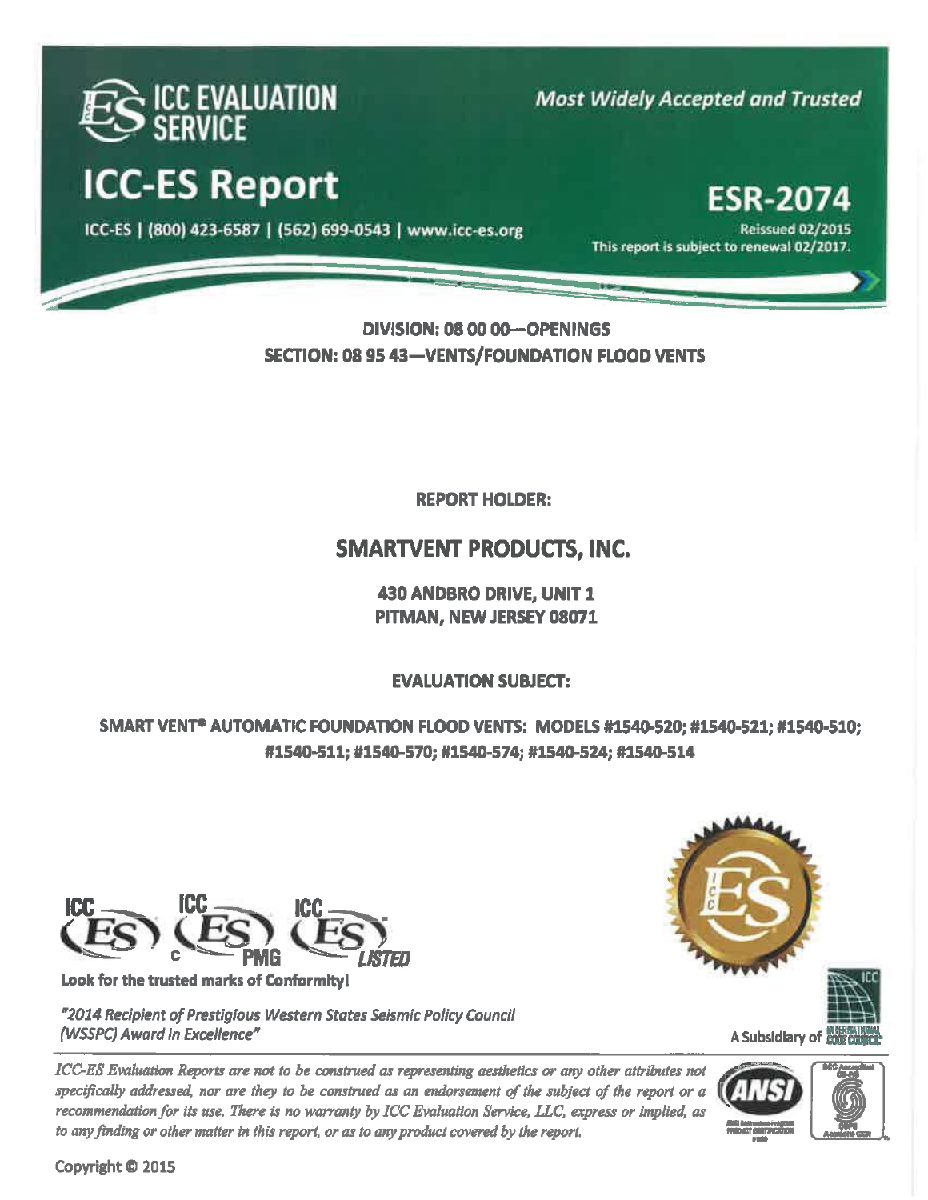# ICC EVALUATION SERVICE

*Most Widely Accepted and Trusted*

# ICC-ES Report

ICC-ES | (800) 423-6587 | (562) 699-0543 | www.icc-es.org

# ESR-2074

Reissued 02/2015

This report is subject to renewal 02/2017.

**DIVISION: 08 00 00—OPENINGS**

**SECTION: 08 95 43—VENTS/FOUNDATION FLOOD VENTS**

**REPORT HOLDER:**

## SMARTVENT PRODUCTS, INC.

**430 ANDBRO DRIVE, UNIT 1**
**PITMAN, NEW JERSEY 08071**

**EVALUATION SUBJECT:**

**SMART VENT® AUTOMATIC FOUNDATION FLOOD VENTS: MODELS #1540-520; #1540-521; #1540-510; #1540-511; #1540-570; #1540-574; #1540-524; #1540-514**

**Look for the trusted marks of Conformity!**

*"2014 Recipient of Prestigious Western States Seismic Policy Council (WSSPC) Award in Excellence"*

A Subsidiary of INTERNATIONAL CODE COUNCIL

*ICC-ES Evaluation Reports are not to be construed as representing aesthetics or any other attributes not specifically addressed, nor are they to be construed as an endorsement of the subject of the report or a recommendation for its use. There is no warranty by ICC Evaluation Service, LLC, express or implied, as to any finding or other matter in this report, or as to any product covered by the report.*

Copyright © 2015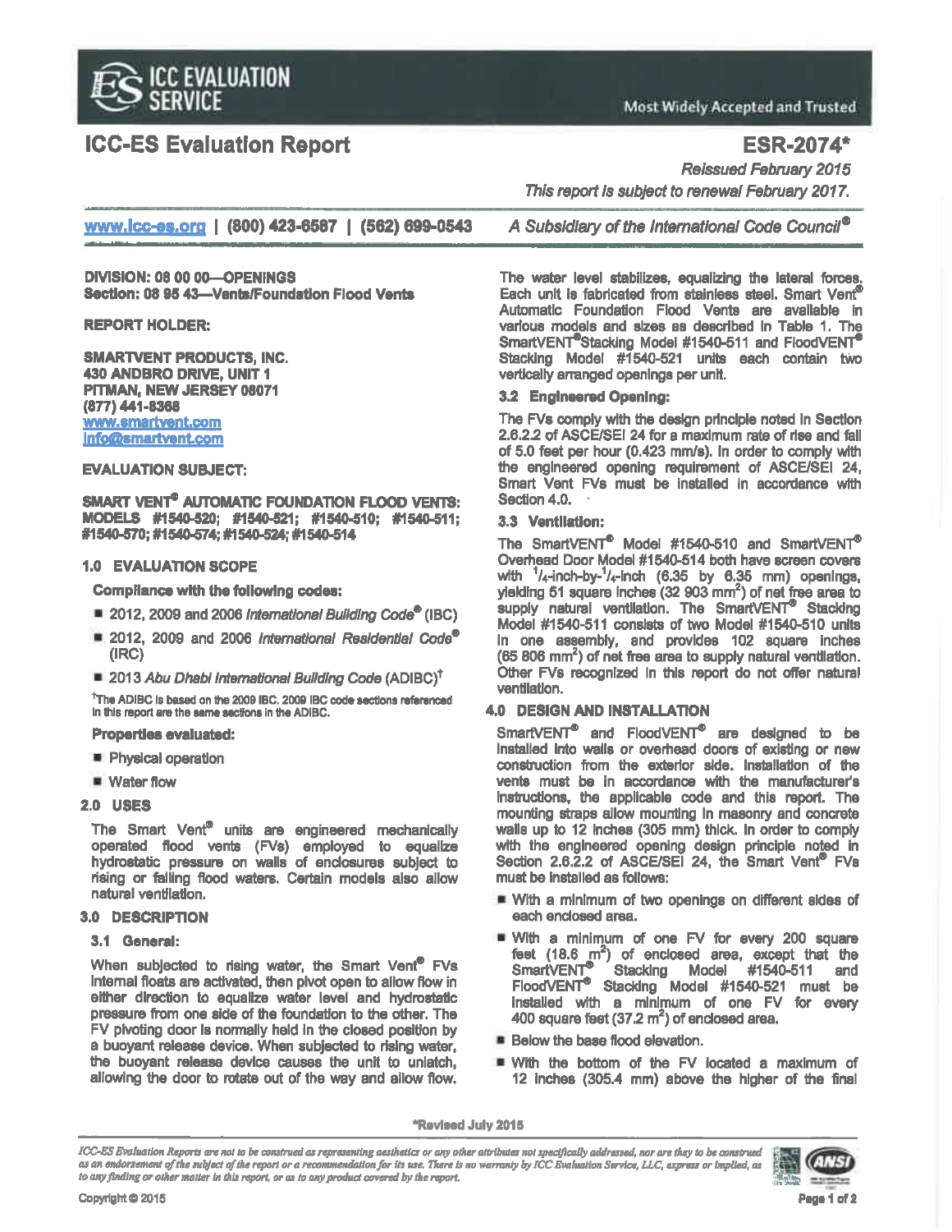# ICC-ES Evaluation Report

## ESR-2074*

*Reissued February 2015*

*This report is subject to renewal February 2017.*

www.icc-es.org | (800) 423-6587 | (562) 699-0543 *A Subsidiary of the International Code Council®*

**DIVISION: 08 00 00—OPENINGS**
**Section: 08 95 43—Vents/Foundation Flood Vents**

**REPORT HOLDER:**

**SMARTVENT PRODUCTS, INC.**
**430 ANDBRO DRIVE, UNIT 1**
**PITMAN, NEW JERSEY 08071**
**(877) 441-8368**
**www.smartvent.com**
**info@smartvent.com**

**EVALUATION SUBJECT:**

**SMART VENT® AUTOMATIC FOUNDATION FLOOD VENTS: MODELS #1540-520; #1540-521; #1540-510; #1540-511; #1540-570; #1540-574; #1540-524; #1540-514**

### 1.0 EVALUATION SCOPE

**Compliance with the following codes:**

- 2012, 2009 and 2006 *International Building Code®* (IBC)
- 2012, 2009 and 2006 *International Residential Code®* (IRC)
- 2013 *Abu Dhabi International Building Code* (ADIBC)†

†The ADIBC is based on the 2009 IBC. 2009 IBC code sections referenced in this report are the same sections in the ADIBC.

**Properties evaluated:**

- Physical operation
- Water flow

### 2.0 USES

The Smart Vent® units are engineered mechanically operated flood vents (FVs) employed to equalize hydrostatic pressure on walls of enclosures subject to rising or falling flood waters. Certain models also allow natural ventilation.

### 3.0 DESCRIPTION

#### 3.1 General:

When subjected to rising water, the Smart Vent® FVs internal floats are activated, then pivot open to allow flow in either direction to equalize water level and hydrostatic pressure from one side of the foundation to the other. The FV pivoting door is normally held in the closed position by a buoyant release device. When subjected to rising water, the buoyant release device causes the unit to unlatch, allowing the door to rotate out of the way and allow flow. The water level stabilizes, equalizing the lateral forces. Each unit is fabricated from stainless steel. Smart Vent® Automatic Foundation Flood Vents are available in various models and sizes as described in Table 1. The SmartVENT® Stacking Model #1540-511 and FloodVENT® Stacking Model #1540-521 units each contain two vertically arranged openings per unit.

#### 3.2 Engineered Opening:

The FVs comply with the design principle noted in Section 2.6.2.2 of ASCE/SEI 24 for a maximum rate of rise and fall of 5.0 feet per hour (0.423 mm/s). In order to comply with the engineered opening requirement of ASCE/SEI 24, Smart Vent FVs must be installed in accordance with Section 4.0.

#### 3.3 Ventilation:

The SmartVENT® Model #1540-510 and SmartVENT® Overhead Door Model #1540-514 both have screen covers with $^1/_4$-inch-by-$^1/_4$-inch (6.35 by 6.35 mm) openings, yielding 51 square inches (32 903 mm$^2$) of net free area to supply natural ventilation. The SmartVENT® Stacking Model #1540-511 consists of two Model #1540-510 units in one assembly, and provides 102 square inches (65 806 mm$^2$) of net free area to supply natural ventilation. Other FVs recognized in this report do not offer natural ventilation.

### 4.0 DESIGN AND INSTALLATION

SmartVENT® and FloodVENT® are designed to be installed into walls or overhead doors of existing or new construction from the exterior side. Installation of the vents must be in accordance with the manufacturer's instructions, the applicable code and this report. The mounting straps allow mounting in masonry and concrete walls up to 12 inches (305 mm) thick. In order to comply with the engineered opening design principle noted in Section 2.6.2.2 of ASCE/SEI 24, the Smart Vent® FVs must be installed as follows:

- With a minimum of two openings on different sides of each enclosed area.
- With a minimum of one FV for every 200 square feet (18.6 m$^2$) of enclosed area, except that the SmartVENT® Stacking Model #1540-511 and FloodVENT® Stacking Model #1540-521 must be installed with a minimum of one FV for every 400 square feet (37.2 m$^2$) of enclosed area.
- Below the base flood elevation.
- With the bottom of the FV located a maximum of 12 inches (305.4 mm) above the higher of the final

*Revised July 2015

*ICC-ES Evaluation Reports are not to be construed as representing aesthetics or any other attributes not specifically addressed, nor are they to be construed as an endorsement of the subject of the report or a recommendation for its use. There is no warranty by ICC Evaluation Service, LLC, express or implied, as to any finding or other matter in this report, or as to any product covered by the report.*

Copyright © 2015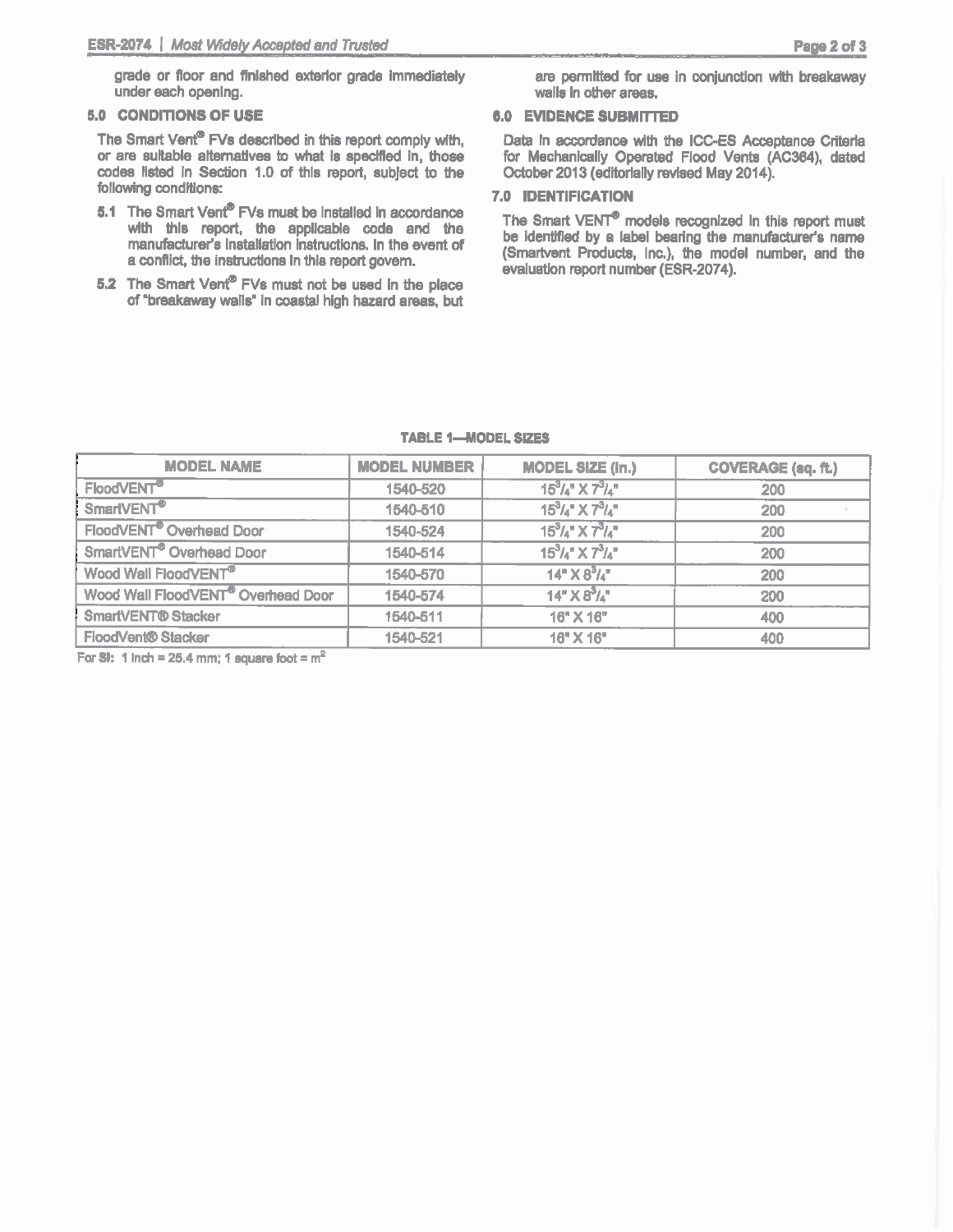grade or floor and finished exterior grade immediately under each opening.

## 5.0 CONDITIONS OF USE

The Smart Vent® FVs described in this report comply with, or are suitable alternatives to what is specified in, those codes listed in Section 1.0 of this report, subject to the following conditions:

**5.1** The Smart Vent® FVs must be installed in accordance with this report, the applicable code and the manufacturer's installation instructions. In the event of a conflict, the instructions in this report govern.

**5.2** The Smart Vent® FVs must not be used in the place of "breakaway walls" in coastal high hazard areas, but are permitted for use in conjunction with breakaway walls in other areas.

## 6.0 EVIDENCE SUBMITTED

Data in accordance with the ICC-ES Acceptance Criteria for Mechanically Operated Flood Vents (AC364), dated October 2013 (editorially revised May 2014).

## 7.0 IDENTIFICATION

The Smart VENT® models recognized in this report must be identified by a label bearing the manufacturer's name (Smartvent Products, Inc.), the model number, and the evaluation report number (ESR-2074).

**TABLE 1—MODEL SIZES**

| MODEL NAME | MODEL NUMBER | MODEL SIZE (in.) | COVERAGE (sq. ft.) |
|---|---|---|---|
| FloodVENT® | 1540-520 | 15$^3/_4$" X 7$^3/_4$" | 200 |
| SmartVENT® | 1540-510 | 15$^3/_4$" X 7$^3/_4$" | 200 |
| FloodVENT® Overhead Door | 1540-524 | 15$^3/_4$" X 7$^3/_4$" | 200 |
| SmartVENT® Overhead Door | 1540-514 | 15$^3/_4$" X 7$^3/_4$" | 200 |
| Wood Wall FloodVENT® | 1540-570 | 14" X 8$^3/_4$" | 200 |
| Wood Wall FloodVENT® Overhead Door | 1540-574 | 14" X 8$^3/_4$" | 200 |
| SmartVENT® Stacker | 1540-511 | 16" X 16" | 400 |
| FloodVent® Stacker | 1540-521 | 16" X 16" | 400 |

For SI: 1 inch = 25.4 mm; 1 square foot = m$^2$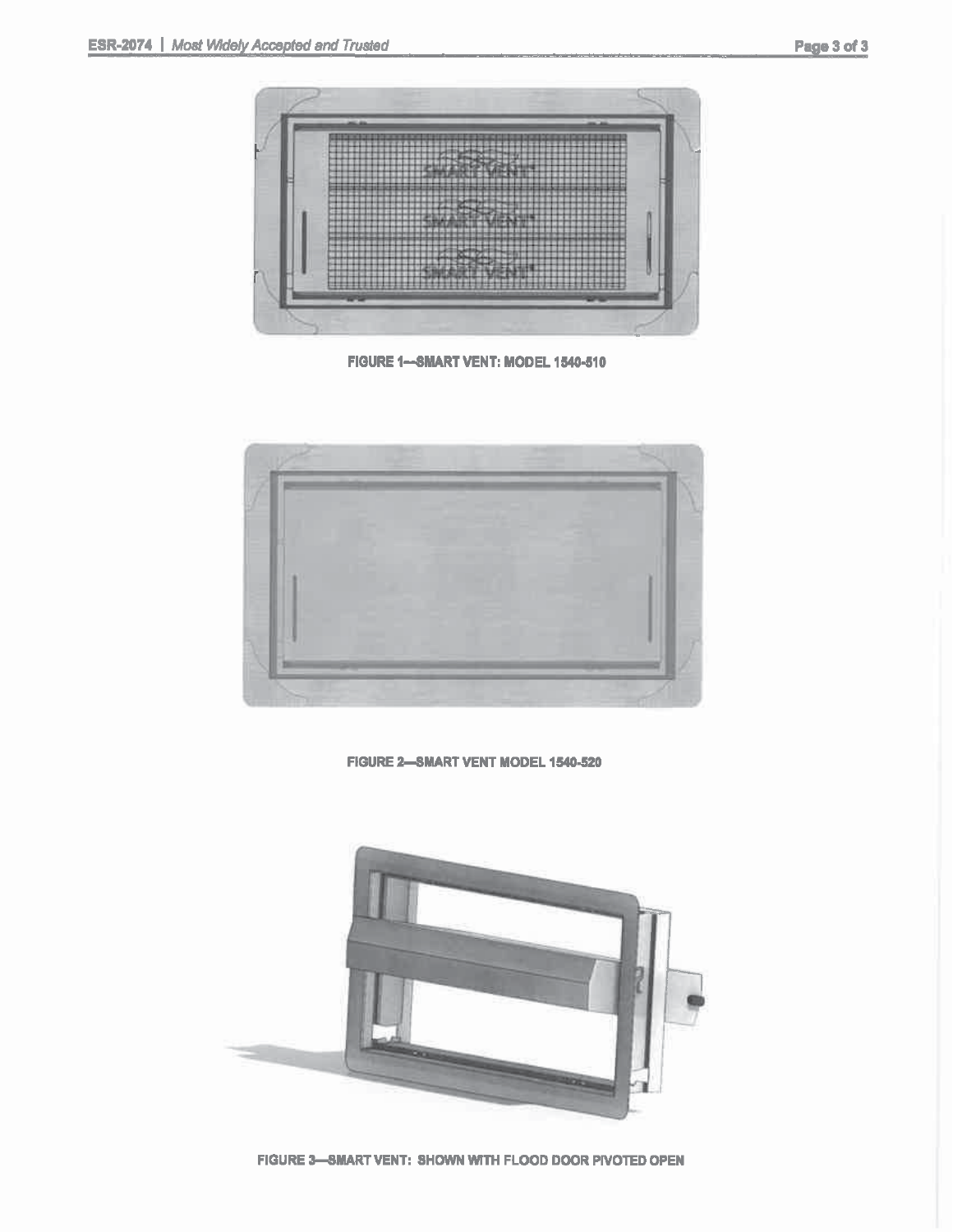FIGURE 1—SMART VENT: MODEL 1540-510

FIGURE 2—SMART VENT MODEL 1540-520

FIGURE 3—SMART VENT: SHOWN WITH FLOOD DOOR PIVOTED OPEN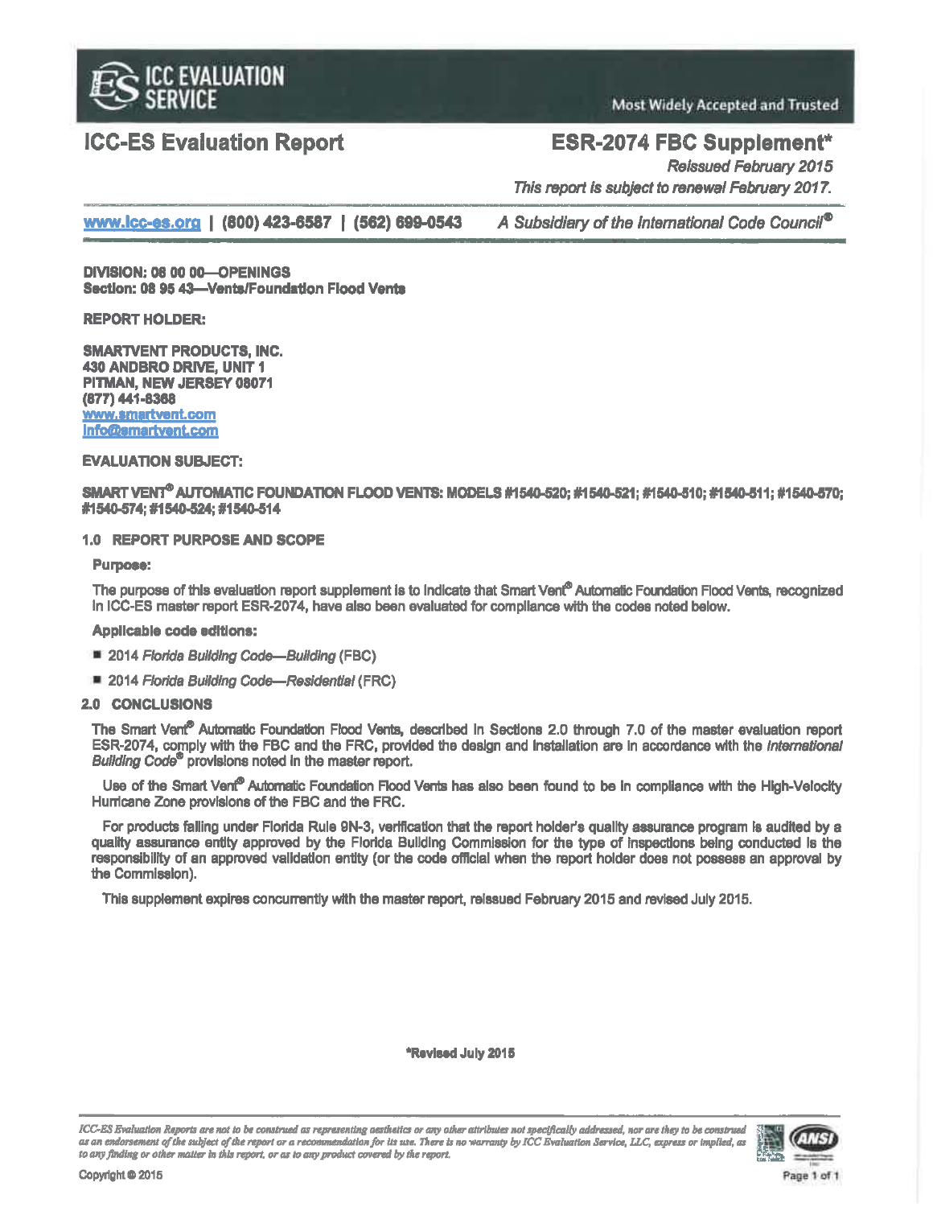# ICC-ES Evaluation Report

## ESR-2074 FBC Supplement*

*Reissued February 2015*

*This report is subject to renewal February 2017.*

www.icc-es.org | (800) 423-6587 | (562) 699-0543 *A Subsidiary of the International Code Council®*

**DIVISION: 08 00 00—OPENINGS**
**Section: 08 95 43—Vents/Foundation Flood Vents**

**REPORT HOLDER:**

**SMARTVENT PRODUCTS, INC.**
**430 ANDBRO DRIVE, UNIT 1**
**PITMAN, NEW JERSEY 08071**
**(877) 441-8368**
www.smartvent.com
info@smartvent.com

**EVALUATION SUBJECT:**

**SMART VENT® AUTOMATIC FOUNDATION FLOOD VENTS: MODELS #1540-520; #1540-521; #1540-510; #1540-511; #1540-570; #1540-574; #1540-524; #1540-514**

### 1.0 REPORT PURPOSE AND SCOPE

**Purpose:**

The purpose of this evaluation report supplement is to indicate that Smart Vent® Automatic Foundation Flood Vents, recognized in ICC-ES master report ESR-2074, have also been evaluated for compliance with the codes noted below.

**Applicable code editions:**

- 2014 *Florida Building Code—Building* (FBC)
- 2014 *Florida Building Code—Residential* (FRC)

### 2.0 CONCLUSIONS

The Smart Vent® Automatic Foundation Flood Vents, described in Sections 2.0 through 7.0 of the master evaluation report ESR-2074, comply with the FBC and the FRC, provided the design and installation are in accordance with the *International Building Code®* provisions noted in the master report.

Use of the Smart Vent® Automatic Foundation Flood Vents has also been found to be in compliance with the High-Velocity Hurricane Zone provisions of the FBC and the FRC.

For products falling under Florida Rule 9N-3, verification that the report holder's quality assurance program is audited by a quality assurance entity approved by the Florida Building Commission for the type of inspections being conducted is the responsibility of an approved validation entity (or the code official when the report holder does not possess an approval by the Commission).

This supplement expires concurrently with the master report, reissued February 2015 and revised July 2015.

**\*Revised July 2015**

*ICC-ES Evaluation Reports are not to be construed as representing aesthetics or any other attributes not specifically addressed, nor are they to be construed as an endorsement of the subject of the report or a recommendation for its use. There is no warranty by ICC Evaluation Service, LLC, express or implied, as to any finding or other matter in this report, or as to any product covered by the report.*

Copyright © 2015